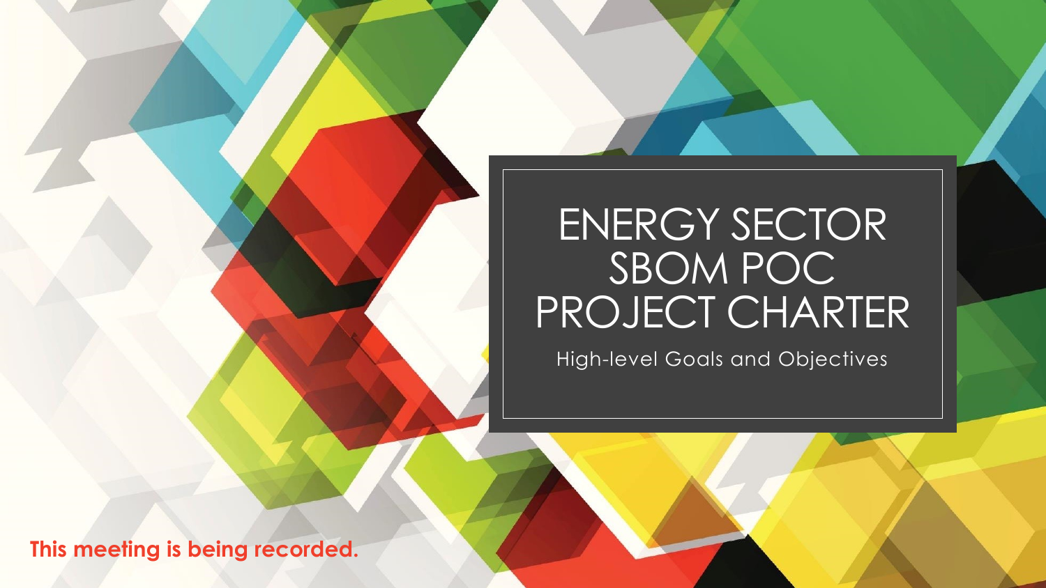# ENERGY SECTOR SBOM POC PROJECT CHARTER

High-level Goals and Objectives

**This meeting is being recorded.**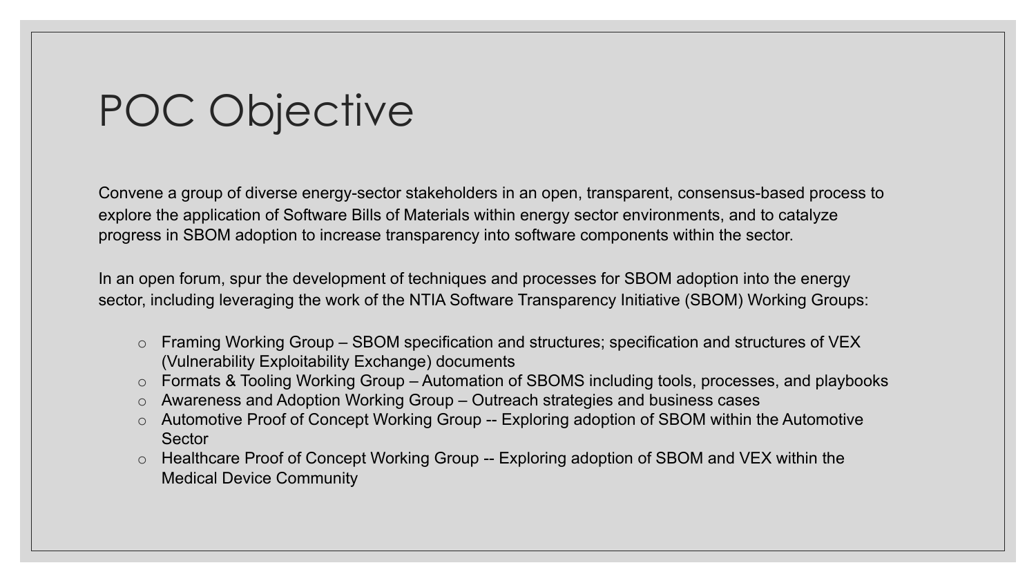# POC Objective

Convene a group of diverse energy-sector stakeholders in an open, transparent, consensus-based process to explore the application of Software Bills of Materials within energy sector environments, and to catalyze progress in SBOM adoption to increase transparency into software components within the sector.

In an open forum, spur the development of techniques and processes for SBOM adoption into the energy sector, including leveraging the work of the NTIA Software Transparency Initiative (SBOM) Working Groups:

- Framing Working Group – SBOM specification and structures; specification and structures of VEX (Vulnerability Exploitability Exchange) documents
- Formats & Tooling Working Group – Automation of SBOMS including tools, processes, and playbooks
- Awareness and Adoption Working Group – Outreach strategies and business cases
- Automotive Proof of Concept Working Group -- Exploring adoption of SBOM within the Automotive Sector
- Healthcare Proof of Concept Working Group -- Exploring adoption of SBOM and VEX within the Medical Device Community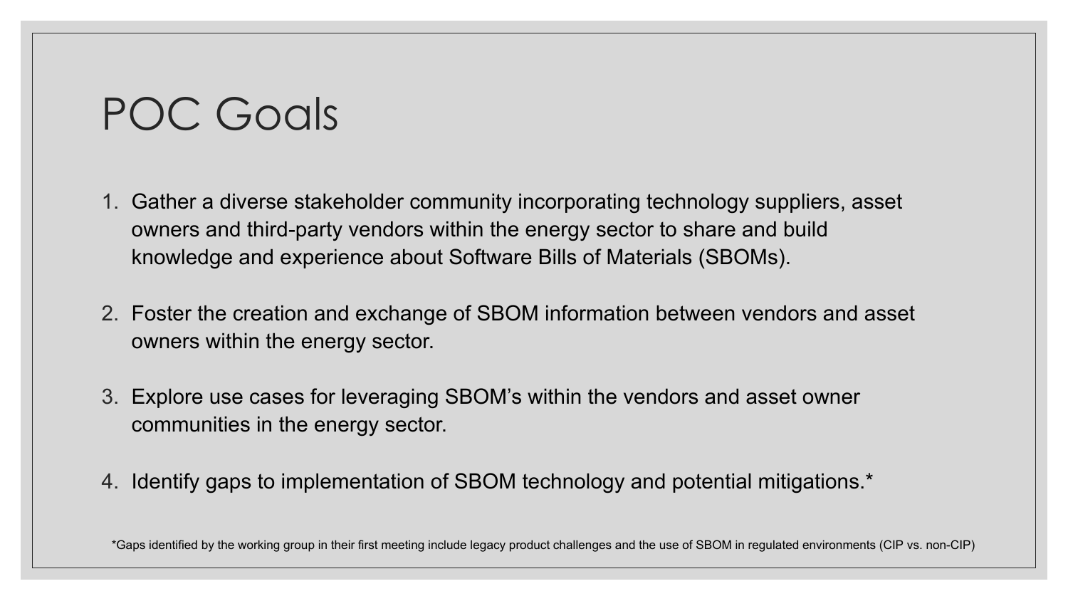# POC Goals

1. Gather a diverse stakeholder community incorporating technology suppliers, asset owners and third-party vendors within the energy sector to share and build knowledge and experience about Software Bills of Materials (SBOMs).

2. Foster the creation and exchange of SBOM information between vendors and asset owners within the energy sector.

3. Explore use cases for leveraging SBOM's within the vendors and asset owner communities in the energy sector.

4. Identify gaps to implementation of SBOM technology and potential mitigations.*

*Gaps identified by the working group in their first meeting include legacy product challenges and the use of SBOM in regulated environments (CIP vs. non-CIP)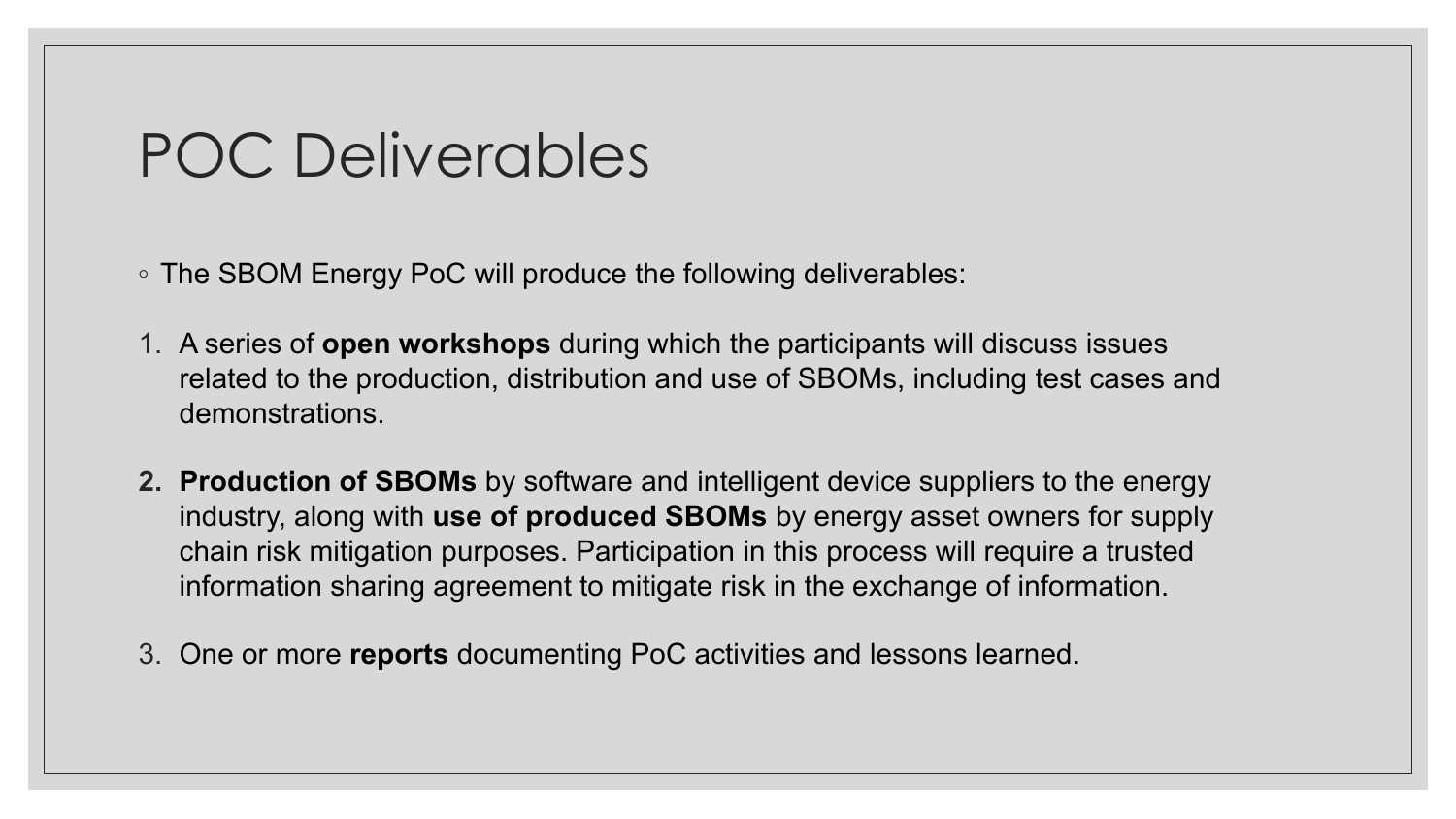# POC Deliverables

- The SBOM Energy PoC will produce the following deliverables:

1. A series of **open workshops** during which the participants will discuss issues related to the production, distribution and use of SBOMs, including test cases and demonstrations.

2. **Production of SBOMs** by software and intelligent device suppliers to the energy industry, along with **use of produced SBOMs** by energy asset owners for supply chain risk mitigation purposes. Participation in this process will require a trusted information sharing agreement to mitigate risk in the exchange of information.

3. One or more **reports** documenting PoC activities and lessons learned.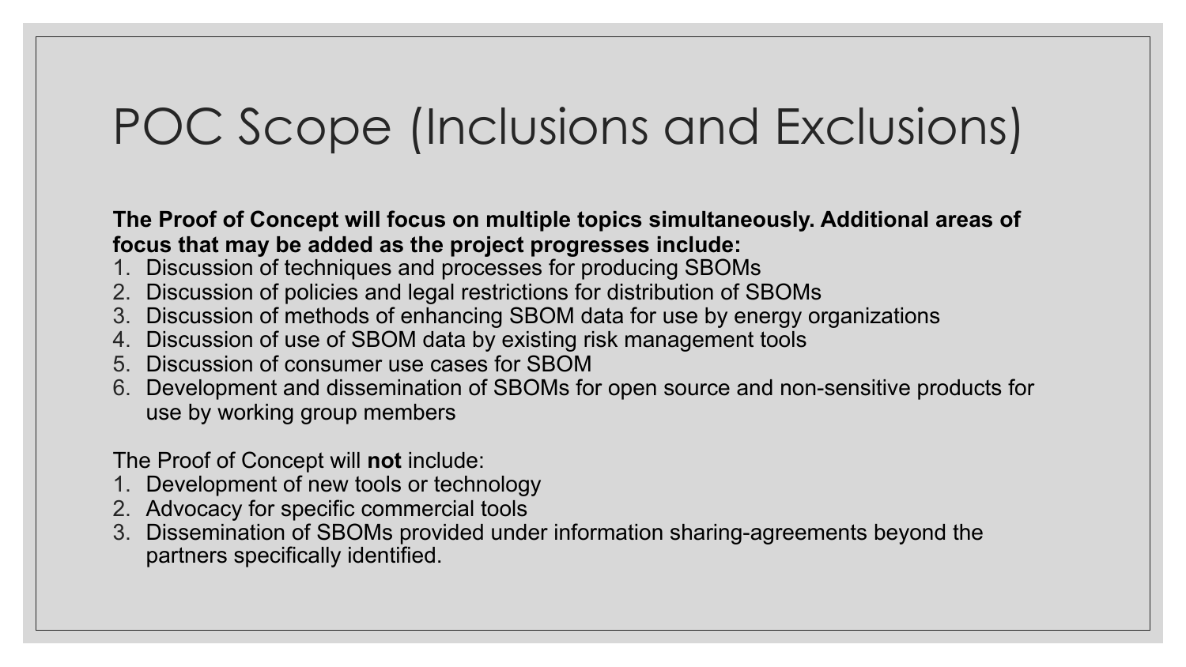# POC Scope (Inclusions and Exclusions)

**The Proof of Concept will focus on multiple topics simultaneously. Additional areas of focus that may be added as the project progresses include:**

1. Discussion of techniques and processes for producing SBOMs
2. Discussion of policies and legal restrictions for distribution of SBOMs
3. Discussion of methods of enhancing SBOM data for use by energy organizations
4. Discussion of use of SBOM data by existing risk management tools
5. Discussion of consumer use cases for SBOM
6. Development and dissemination of SBOMs for open source and non-sensitive products for use by working group members

The Proof of Concept will **not** include:

1. Development of new tools or technology
2. Advocacy for specific commercial tools
3. Dissemination of SBOMs provided under information sharing-agreements beyond the partners specifically identified.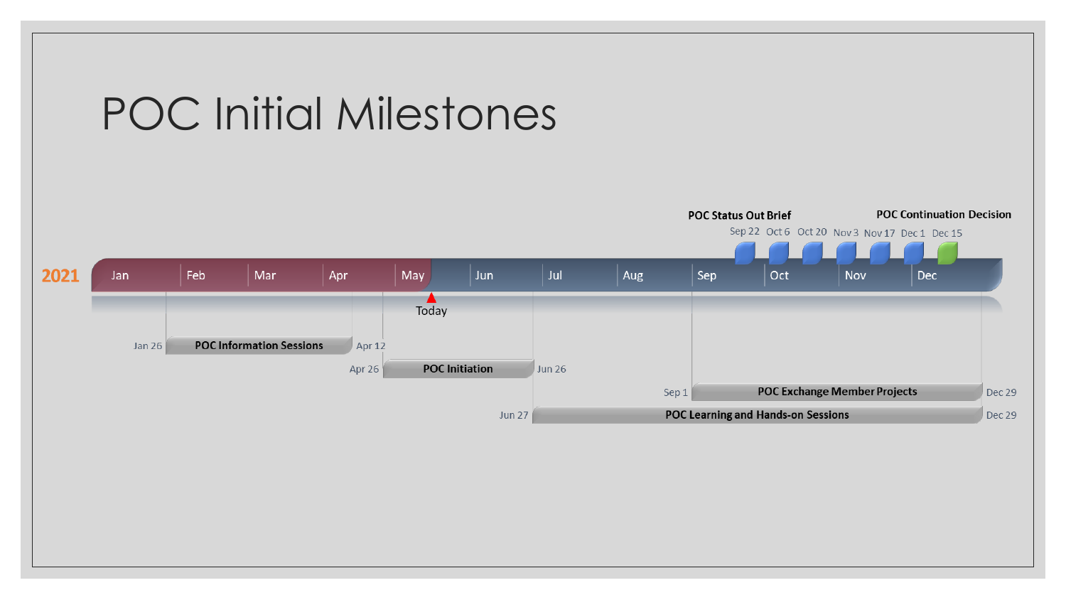# POC Initial Milestones

**2021**

Jan | Feb | Mar | Apr | May | Jun | Jul | Aug | Sep | Oct | Nov | Dec

Today

**POC Status Out Brief**: Sep 22, Oct 6, Oct 20, Nov 3, Nov 17, Dec 1

**POC Continuation Decision**: Dec 15

| Start | Activity | End |
| --- | --- | --- |
| Jan 26 | **POC Information Sessions** | Apr 12 |
| Apr 26 | **POC Initiation** | Jun 26 |
| Sep 1 | **POC Exchange Member Projects** | Dec 29 |
| Jun 27 | **POC Learning and Hands-on Sessions** | Dec 29 |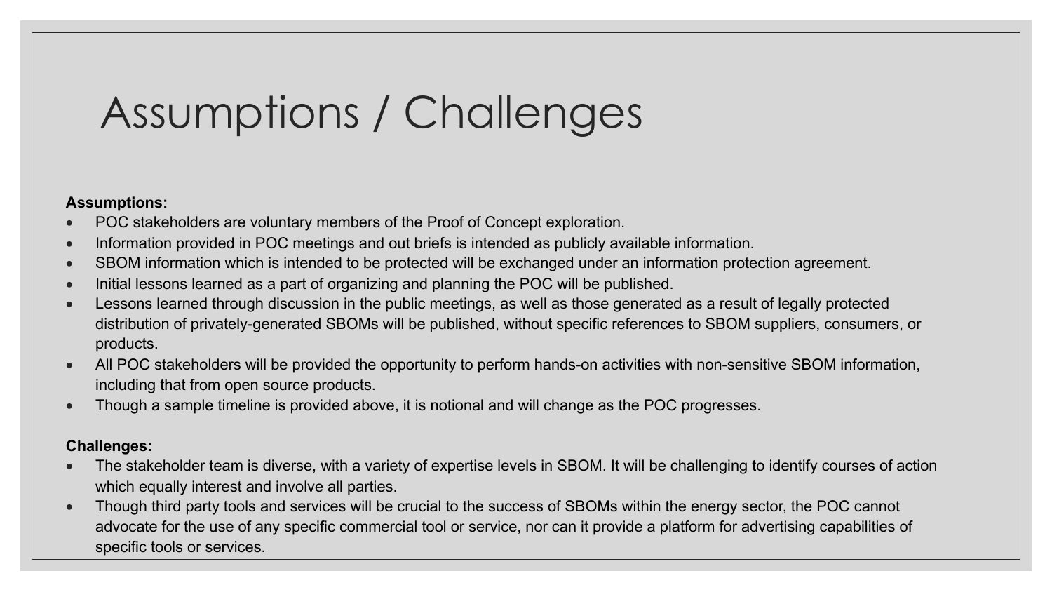# Assumptions / Challenges

**Assumptions:**

- POC stakeholders are voluntary members of the Proof of Concept exploration.
- Information provided in POC meetings and out briefs is intended as publicly available information.
- SBOM information which is intended to be protected will be exchanged under an information protection agreement.
- Initial lessons learned as a part of organizing and planning the POC will be published.
- Lessons learned through discussion in the public meetings, as well as those generated as a result of legally protected distribution of privately-generated SBOMs will be published, without specific references to SBOM suppliers, consumers, or products.
- All POC stakeholders will be provided the opportunity to perform hands-on activities with non-sensitive SBOM information, including that from open source products.
- Though a sample timeline is provided above, it is notional and will change as the POC progresses.

**Challenges:**

- The stakeholder team is diverse, with a variety of expertise levels in SBOM. It will be challenging to identify courses of action which equally interest and involve all parties.
- Though third party tools and services will be crucial to the success of SBOMs within the energy sector, the POC cannot advocate for the use of any specific commercial tool or service, nor can it provide a platform for advertising capabilities of specific tools or services.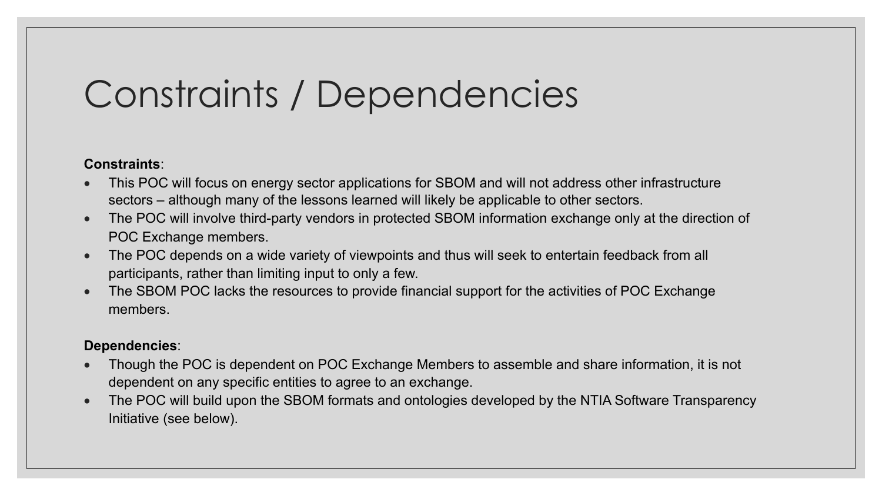# Constraints / Dependencies

**Constraints**:

- This POC will focus on energy sector applications for SBOM and will not address other infrastructure sectors – although many of the lessons learned will likely be applicable to other sectors.
- The POC will involve third-party vendors in protected SBOM information exchange only at the direction of POC Exchange members.
- The POC depends on a wide variety of viewpoints and thus will seek to entertain feedback from all participants, rather than limiting input to only a few.
- The SBOM POC lacks the resources to provide financial support for the activities of POC Exchange members.

**Dependencies**:

- Though the POC is dependent on POC Exchange Members to assemble and share information, it is not dependent on any specific entities to agree to an exchange.
- The POC will build upon the SBOM formats and ontologies developed by the NTIA Software Transparency Initiative (see below).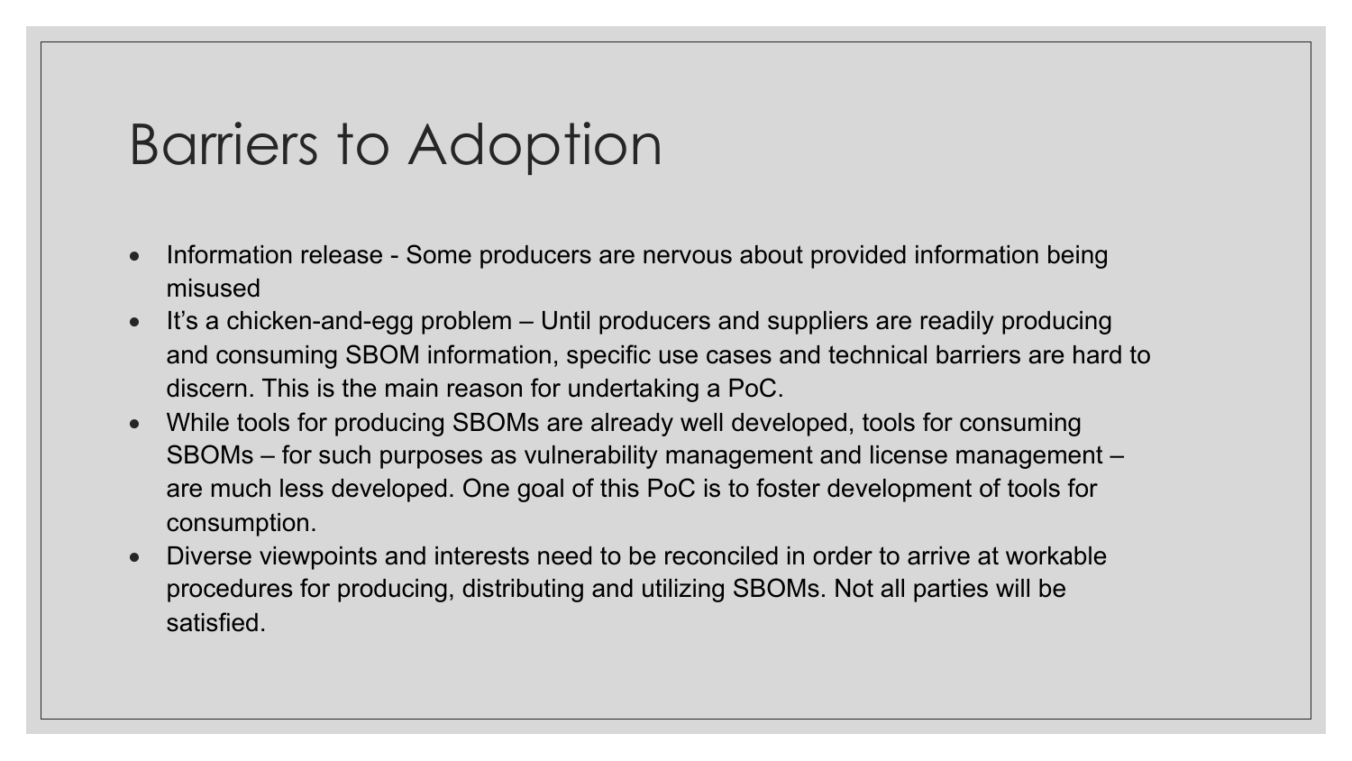# Barriers to Adoption

- Information release - Some producers are nervous about provided information being misused
- It's a chicken-and-egg problem – Until producers and suppliers are readily producing and consuming SBOM information, specific use cases and technical barriers are hard to discern. This is the main reason for undertaking a PoC.
- While tools for producing SBOMs are already well developed, tools for consuming SBOMs – for such purposes as vulnerability management and license management – are much less developed. One goal of this PoC is to foster development of tools for consumption.
- Diverse viewpoints and interests need to be reconciled in order to arrive at workable procedures for producing, distributing and utilizing SBOMs. Not all parties will be satisfied.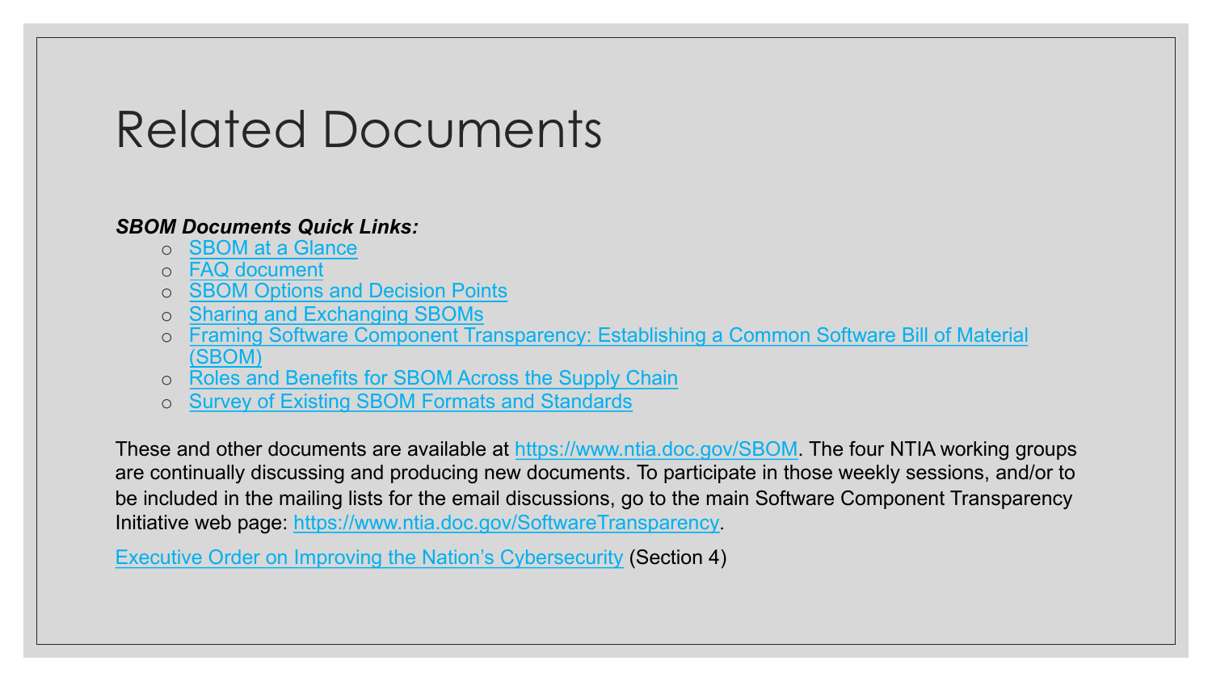# Related Documents

***SBOM Documents Quick Links:***

- SBOM at a Glance
- FAQ document
- SBOM Options and Decision Points
- Sharing and Exchanging SBOMs
- Framing Software Component Transparency: Establishing a Common Software Bill of Material (SBOM)
- Roles and Benefits for SBOM Across the Supply Chain
- Survey of Existing SBOM Formats and Standards

These and other documents are available at https://www.ntia.doc.gov/SBOM. The four NTIA working groups are continually discussing and producing new documents. To participate in those weekly sessions, and/or to be included in the mailing lists for the email discussions, go to the main Software Component Transparency Initiative web page: https://www.ntia.doc.gov/SoftwareTransparency.

Executive Order on Improving the Nation's Cybersecurity (Section 4)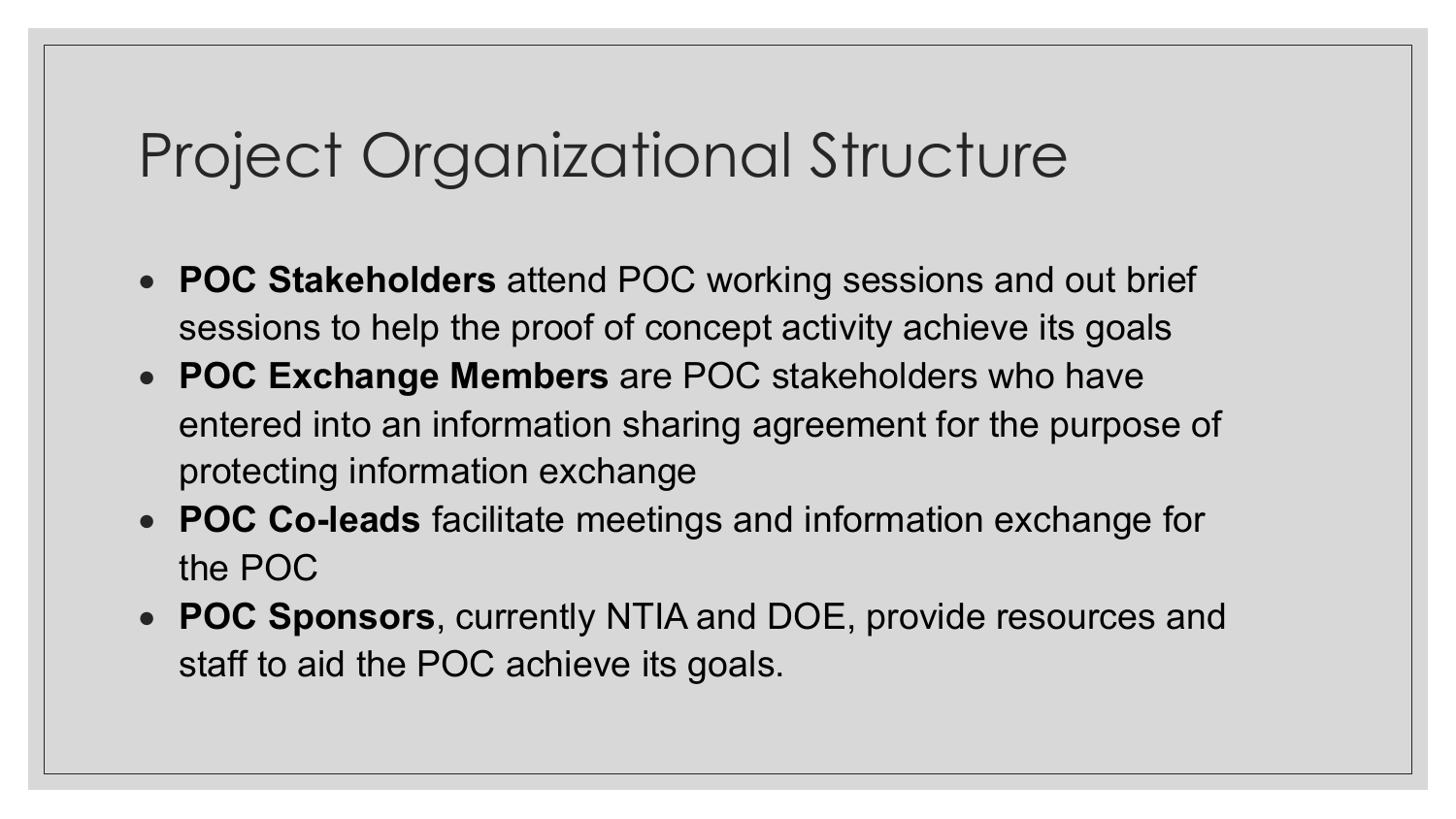# Project Organizational Structure

- **POC Stakeholders** attend POC working sessions and out brief sessions to help the proof of concept activity achieve its goals
- **POC Exchange Members** are POC stakeholders who have entered into an information sharing agreement for the purpose of protecting information exchange
- **POC Co-leads** facilitate meetings and information exchange for the POC
- **POC Sponsors**, currently NTIA and DOE, provide resources and staff to aid the POC achieve its goals.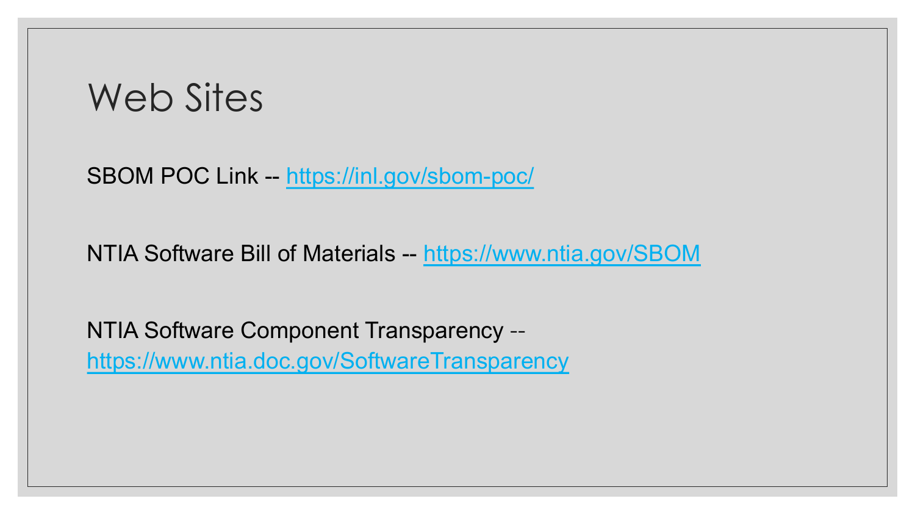# Web Sites

SBOM POC Link -- https://inl.gov/sbom-poc/

NTIA Software Bill of Materials -- https://www.ntia.gov/SBOM

NTIA Software Component Transparency -- https://www.ntia.doc.gov/SoftwareTransparency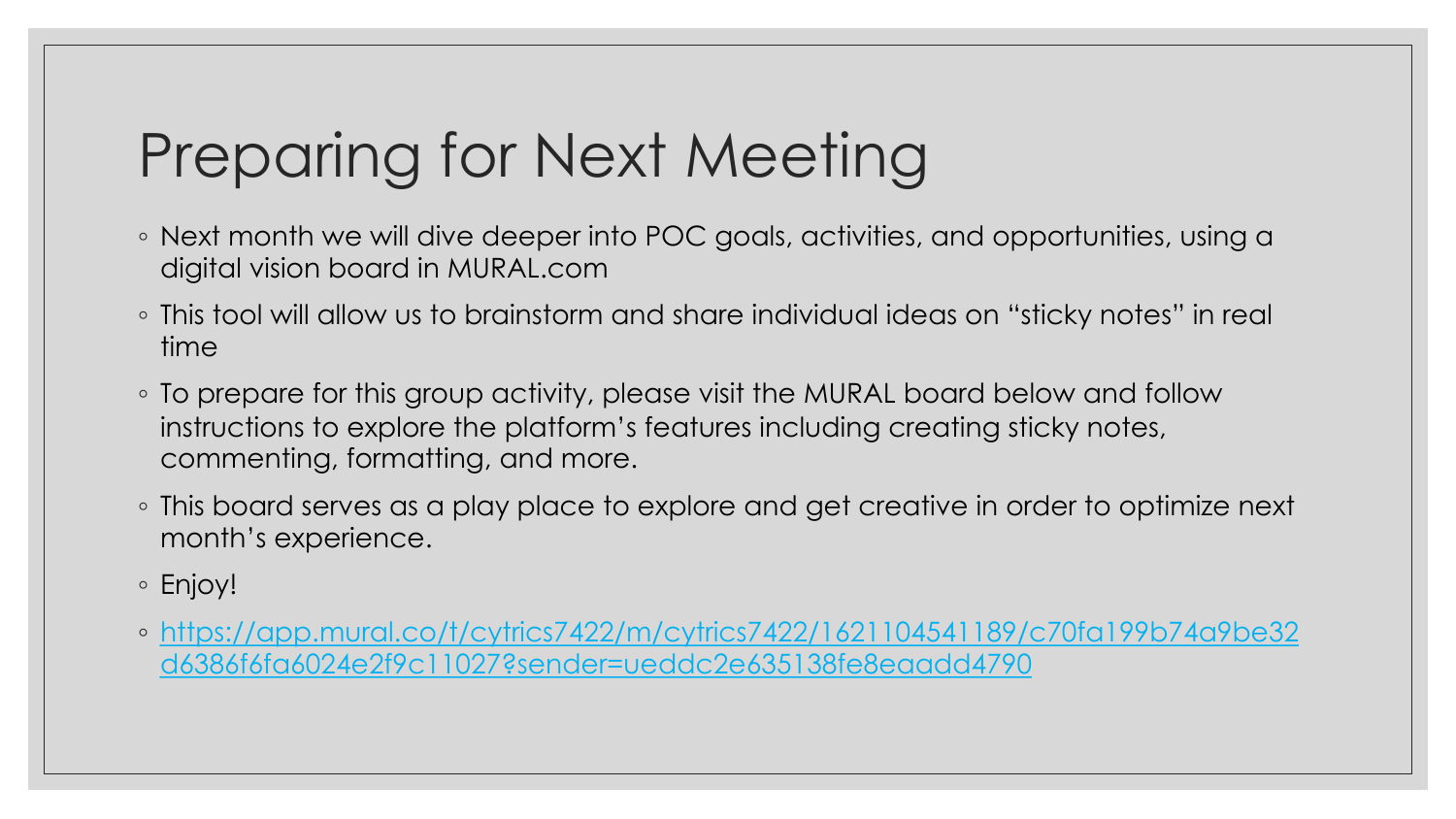# Preparing for Next Meeting

- Next month we will dive deeper into POC goals, activities, and opportunities, using a digital vision board in MURAL.com
- This tool will allow us to brainstorm and share individual ideas on "sticky notes" in real time
- To prepare for this group activity, please visit the MURAL board below and follow instructions to explore the platform's features including creating sticky notes, commenting, formatting, and more.
- This board serves as a play place to explore and get creative in order to optimize next month's experience.
- Enjoy!
- https://app.mural.co/t/cytrics7422/m/cytrics7422/1621104541189/c70fa199b74a9be32d6386f6fa6024e2f9c11027?sender=ueddc2e635138fe8eaadd4790